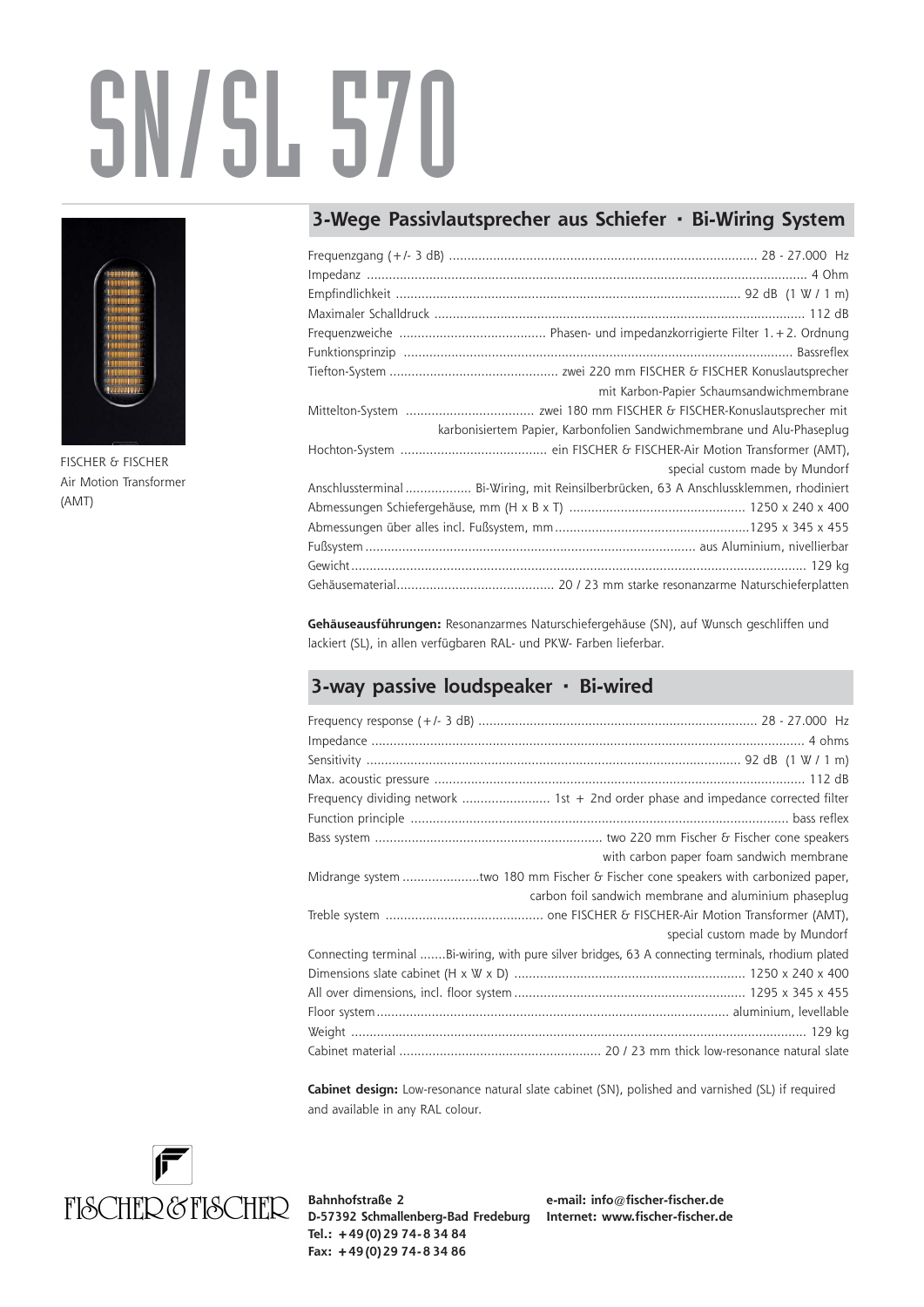# SN/SL 570

FISCHER & FISCHER
Air Motion Transformer
(AMT)

## 3-Wege Passivlautsprecher aus Schiefer · Bi-Wiring System

| | |
|---|---|
| Frequenzgang (+/- 3 dB) | 28 - 27.000 Hz |
| Impedanz | 4 Ohm |
| Empfindlichkeit | 92 dB (1 W / 1 m) |
| Maximaler Schalldruck | 112 dB |
| Frequenzweiche | Phasen- und impedanzkorrigierte Filter 1. + 2. Ordnung |
| Funktionsprinzip | Bassreflex |
| Tiefton-System | zwei 220 mm FISCHER & FISCHER Konuslautsprecher mit Karbon-Papier Schaumsandwichmembrane |
| Mittelton-System | zwei 180 mm FISCHER & FISCHER-Konuslautsprecher mit karbonisiertem Papier, Karbonfolien Sandwichmembrane und Alu-Phaseplug |
| Hochton-System | ein FISCHER & FISCHER-Air Motion Transformer (AMT), special custom made by Mundorf |
| Anschlussterminal | Bi-Wiring, mit Reinsilberbrücken, 63 A Anschlussklemmen, rhodiniert |
| Abmessungen Schiefergehäuse, mm (H x B x T) | 1250 x 240 x 400 |
| Abmessungen über alles incl. Fußsystem, mm | 1295 x 345 x 455 |
| Fußsystem | aus Aluminium, nivellierbar |
| Gewicht | 129 kg |
| Gehäusematerial | 20 / 23 mm starke resonanzarme Naturschieferplatten |

**Gehäuseausführungen:** Resonanzarmes Naturschiefergehäuse (SN), auf Wunsch geschliffen und lackiert (SL), in allen verfügbaren RAL- und PKW- Farben lieferbar.

## 3-way passive loudspeaker · Bi-wired

| | |
|---|---|
| Frequency response (+/- 3 dB) | 28 - 27.000 Hz |
| Impedance | 4 ohms |
| Sensitivity | 92 dB (1 W / 1 m) |
| Max. acoustic pressure | 112 dB |
| Frequency dividing network | 1st + 2nd order phase and impedance corrected filter |
| Function principle | bass reflex |
| Bass system | two 220 mm Fischer & Fischer cone speakers with carbon paper foam sandwich membrane |
| Midrange system | two 180 mm Fischer & Fischer cone speakers with carbonized paper, carbon foil sandwich membrane and aluminium phaseplug |
| Treble system | one FISCHER & FISCHER-Air Motion Transformer (AMT), special custom made by Mundorf |
| Connecting terminal | Bi-wiring, with pure silver bridges, 63 A connecting terminals, rhodium plated |
| Dimensions slate cabinet (H x W x D) | 1250 x 240 x 400 |
| All over dimensions, incl. floor system | 1295 x 345 x 455 |
| Floor system | aluminium, levellable |
| Weight | 129 kg |
| Cabinet material | 20 / 23 mm thick low-resonance natural slate |

**Cabinet design:** Low-resonance natural slate cabinet (SN), polished and varnished (SL) if required and available in any RAL colour.

FISCHER & FISCHER

**Bahnhofstraße 2**
**D-57392 Schmallenberg-Bad Fredeburg**
**Tel.: +49 (0) 29 74 - 8 34 84**
**Fax: +49 (0) 29 74 - 8 34 86**

**e-mail: info@fischer-fischer.de**
**Internet: www.fischer-fischer.de**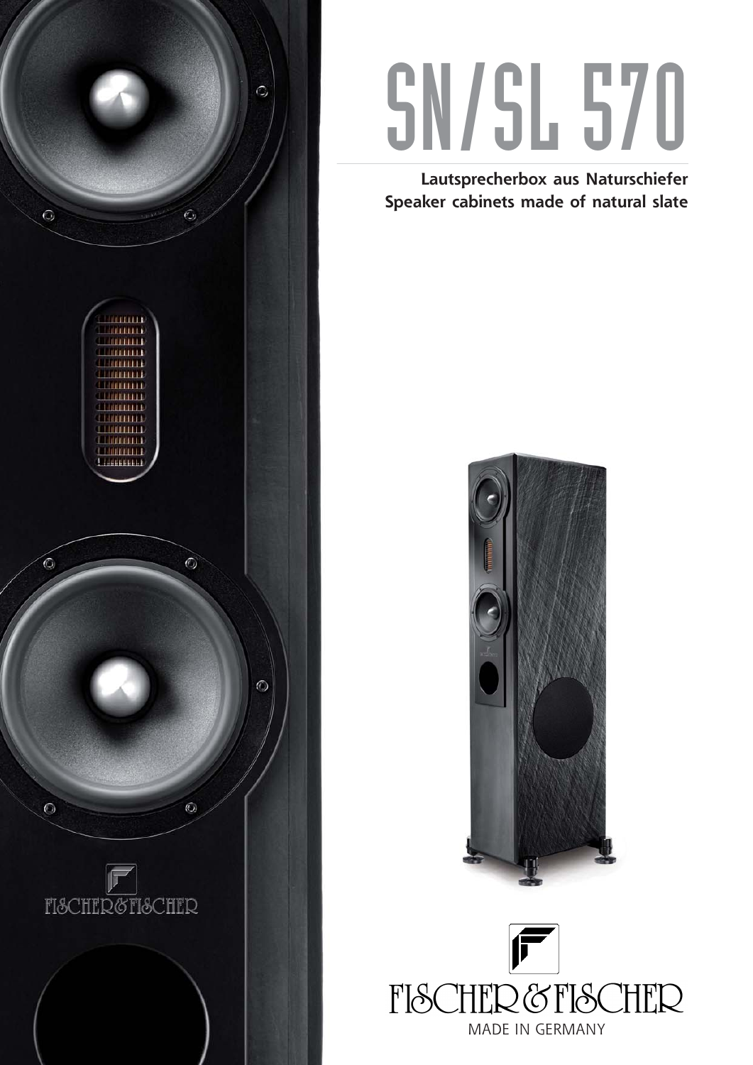# SN/SL 570

**Lautsprecherbox aus Naturschiefer**
**Speaker cabinets made of natural slate**

FISCHER&FISCHER

MADE IN GERMANY